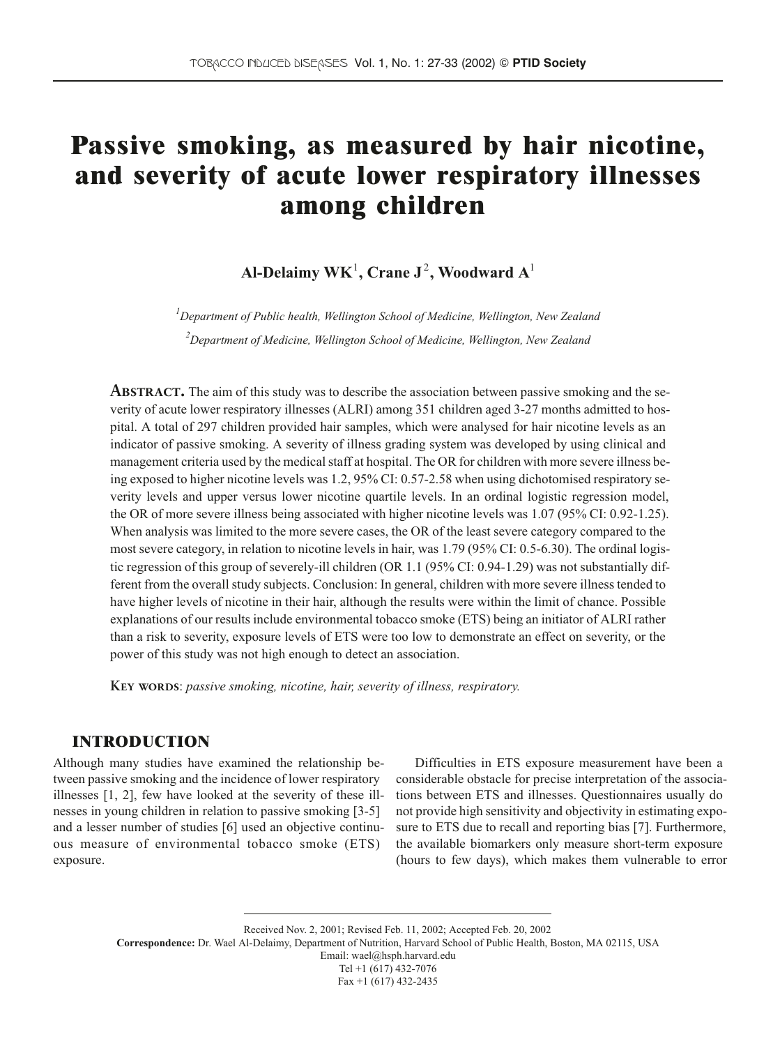# Passive smoking, as measured by hair nicotine, and severity of acute lower respiratory illnesses among children

**Al-Delaimy WK[1], Crane J[2], Woodward A[1]**

*[1]Department of Public health, Wellington School of Medicine, Wellington, New Zealand*

*[2]Department of Medicine, Wellington School of Medicine, Wellington, New Zealand*

**Abstract.** The aim of this study was to describe the association between passive smoking and the severity of acute lower respiratory illnesses (ALRI) among 351 children aged 3-27 months admitted to hospital. A total of 297 children provided hair samples, which were analysed for hair nicotine levels as an indicator of passive smoking. A severity of illness grading system was developed by using clinical and management criteria used by the medical staff at hospital. The OR for children with more severe illness being exposed to higher nicotine levels was 1.2, 95% CI: 0.57-2.58 when using dichotomised respiratory severity levels and upper versus lower nicotine quartile levels. In an ordinal logistic regression model, the OR of more severe illness being associated with higher nicotine levels was 1.07 (95% CI: 0.92-1.25). When analysis was limited to the more severe cases, the OR of the least severe category compared to the most severe category, in relation to nicotine levels in hair, was 1.79 (95% CI: 0.5-6.30). The ordinal logistic regression of this group of severely-ill children (OR 1.1 (95% CI: 0.94-1.29) was not substantially different from the overall study subjects. Conclusion: In general, children with more severe illness tended to have higher levels of nicotine in their hair, although the results were within the limit of chance. Possible explanations of our results include environmental tobacco smoke (ETS) being an initiator of ALRI rather than a risk to severity, exposure levels of ETS were too low to demonstrate an effect on severity, or the power of this study was not high enough to detect an association.

**Key words**: *passive smoking, nicotine, hair, severity of illness, respiratory.*

## INTRODUCTION

Although many studies have examined the relationship between passive smoking and the incidence of lower respiratory illnesses [1, 2], few have looked at the severity of these illnesses in young children in relation to passive smoking [3-5] and a lesser number of studies [6] used an objective continuous measure of environmental tobacco smoke (ETS) exposure.

Difficulties in ETS exposure measurement have been a considerable obstacle for precise interpretation of the associations between ETS and illnesses. Questionnaires usually do not provide high sensitivity and objectivity in estimating exposure to ETS due to recall and reporting bias [7]. Furthermore, the available biomarkers only measure short-term exposure (hours to few days), which makes them vulnerable to error

Received Nov. 2, 2001; Revised Feb. 11, 2002; Accepted Feb. 20, 2002

**Correspondence:** Dr. Wael Al-Delaimy, Department of Nutrition, Harvard School of Public Health, Boston, MA 02115, USA
Email: wael@hsph.harvard.edu
Tel +1 (617) 432-7076
Fax +1 (617) 432-2435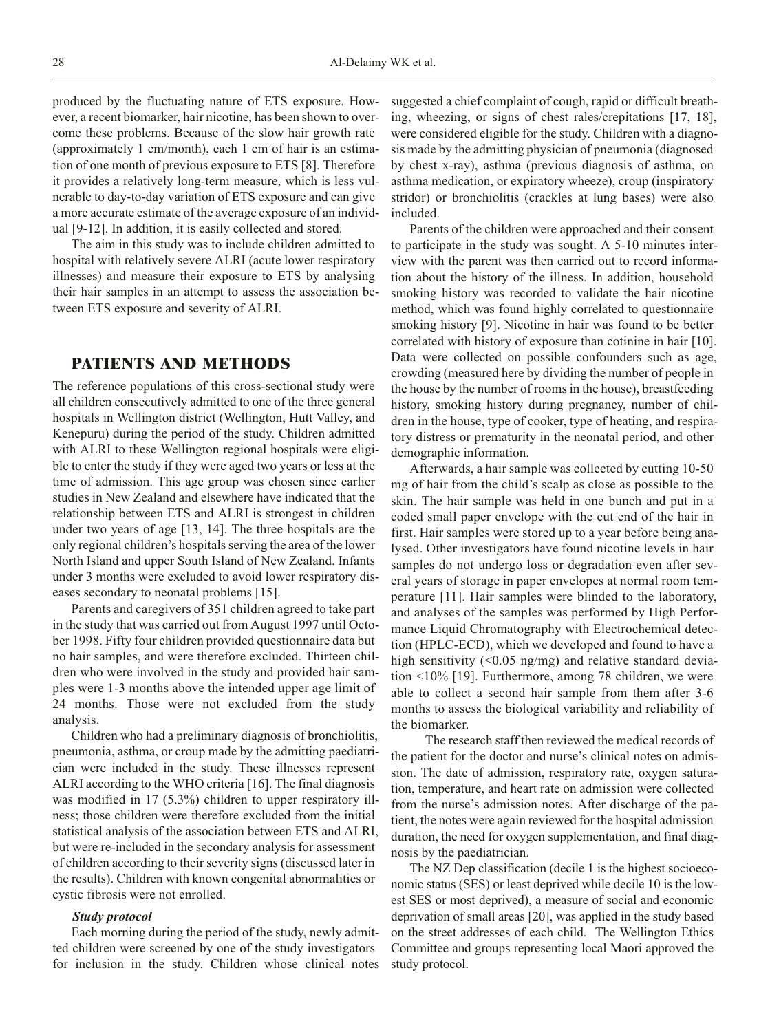produced by the fluctuating nature of ETS exposure. However, a recent biomarker, hair nicotine, has been shown to overcome these problems. Because of the slow hair growth rate (approximately 1 cm/month), each 1 cm of hair is an estimation of one month of previous exposure to ETS [8]. Therefore it provides a relatively long-term measure, which is less vulnerable to day-to-day variation of ETS exposure and can give a more accurate estimate of the average exposure of an individual [9-12]. In addition, it is easily collected and stored.

The aim in this study was to include children admitted to hospital with relatively severe ALRI (acute lower respiratory illnesses) and measure their exposure to ETS by analysing their hair samples in an attempt to assess the association between ETS exposure and severity of ALRI.

## PATIENTS AND METHODS

The reference populations of this cross-sectional study were all children consecutively admitted to one of the three general hospitals in Wellington district (Wellington, Hutt Valley, and Kenepuru) during the period of the study. Children admitted with ALRI to these Wellington regional hospitals were eligible to enter the study if they were aged two years or less at the time of admission. This age group was chosen since earlier studies in New Zealand and elsewhere have indicated that the relationship between ETS and ALRI is strongest in children under two years of age [13, 14]. The three hospitals are the only regional children's hospitals serving the area of the lower North Island and upper South Island of New Zealand. Infants under 3 months were excluded to avoid lower respiratory diseases secondary to neonatal problems [15].

Parents and caregivers of 351 children agreed to take part in the study that was carried out from August 1997 until October 1998. Fifty four children provided questionnaire data but no hair samples, and were therefore excluded. Thirteen children who were involved in the study and provided hair samples were 1-3 months above the intended upper age limit of 24 months. Those were not excluded from the study analysis.

Children who had a preliminary diagnosis of bronchiolitis, pneumonia, asthma, or croup made by the admitting paediatrician were included in the study. These illnesses represent ALRI according to the WHO criteria [16]. The final diagnosis was modified in 17 (5.3%) children to upper respiratory illness; those children were therefore excluded from the initial statistical analysis of the association between ETS and ALRI, but were re-included in the secondary analysis for assessment of children according to their severity signs (discussed later in the results). Children with known congenital abnormalities or cystic fibrosis were not enrolled.

### *Study protocol*

Each morning during the period of the study, newly admitted children were screened by one of the study investigators for inclusion in the study. Children whose clinical notes suggested a chief complaint of cough, rapid or difficult breathing, wheezing, or signs of chest rales/crepitations [17, 18], were considered eligible for the study. Children with a diagnosis made by the admitting physician of pneumonia (diagnosed by chest x-ray), asthma (previous diagnosis of asthma, on asthma medication, or expiratory wheeze), croup (inspiratory stridor) or bronchiolitis (crackles at lung bases) were also included.

Parents of the children were approached and their consent to participate in the study was sought. A 5-10 minutes interview with the parent was then carried out to record information about the history of the illness. In addition, household smoking history was recorded to validate the hair nicotine method, which was found highly correlated to questionnaire smoking history [9]. Nicotine in hair was found to be better correlated with history of exposure than cotinine in hair [10]. Data were collected on possible confounders such as age, crowding (measured here by dividing the number of people in the house by the number of rooms in the house), breastfeeding history, smoking history during pregnancy, number of children in the house, type of cooker, type of heating, and respiratory distress or prematurity in the neonatal period, and other demographic information.

Afterwards, a hair sample was collected by cutting 10-50 mg of hair from the child's scalp as close as possible to the skin. The hair sample was held in one bunch and put in a coded small paper envelope with the cut end of the hair in first. Hair samples were stored up to a year before being analysed. Other investigators have found nicotine levels in hair samples do not undergo loss or degradation even after several years of storage in paper envelopes at normal room temperature [11]. Hair samples were blinded to the laboratory, and analyses of the samples was performed by High Performance Liquid Chromatography with Electrochemical detection (HPLC-ECD), which we developed and found to have a high sensitivity (<0.05 ng/mg) and relative standard deviation <10% [19]. Furthermore, among 78 children, we were able to collect a second hair sample from them after 3-6 months to assess the biological variability and reliability of the biomarker.

The research staff then reviewed the medical records of the patient for the doctor and nurse's clinical notes on admission. The date of admission, respiratory rate, oxygen saturation, temperature, and heart rate on admission were collected from the nurse's admission notes. After discharge of the patient, the notes were again reviewed for the hospital admission duration, the need for oxygen supplementation, and final diagnosis by the paediatrician.

The NZ Dep classification (decile 1 is the highest socioeconomic status (SES) or least deprived while decile 10 is the lowest SES or most deprived), a measure of social and economic deprivation of small areas [20], was applied in the study based on the street addresses of each child. The Wellington Ethics Committee and groups representing local Maori approved the study protocol.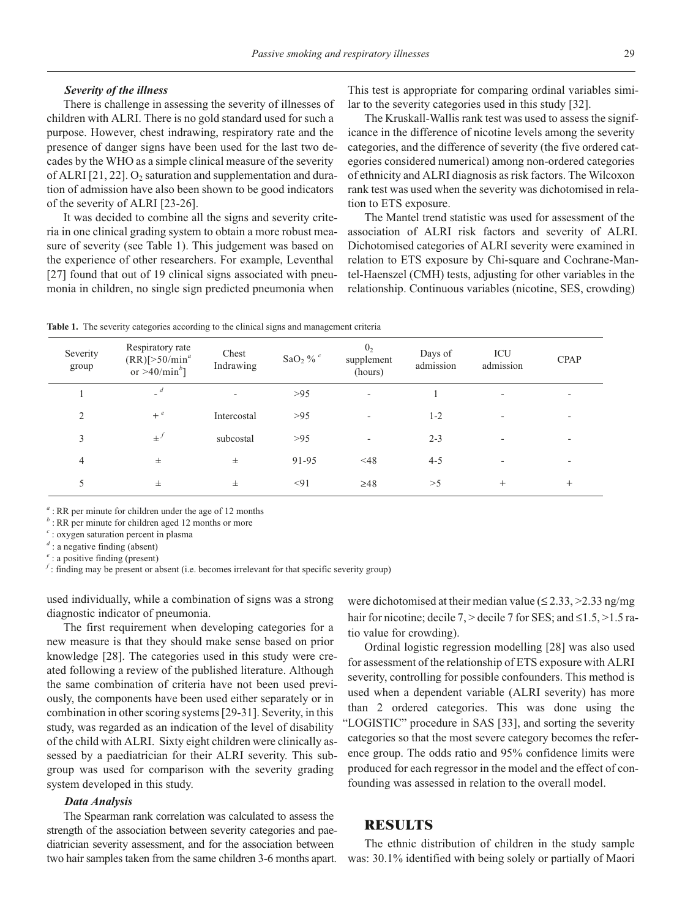### *Severity of the illness*

There is challenge in assessing the severity of illnesses of children with ALRI. There is no gold standard used for such a purpose. However, chest indrawing, respiratory rate and the presence of danger signs have been used for the last two decades by the WHO as a simple clinical measure of the severity of ALRI [21, 22]. $O_2$ saturation and supplementation and duration of admission have also been shown to be good indicators of the severity of ALRI [23-26].

It was decided to combine all the signs and severity criteria in one clinical grading system to obtain a more robust measure of severity (see Table 1). This judgement was based on the experience of other researchers. For example, Leventhal [27] found that out of 19 clinical signs associated with pneumonia in children, no single sign predicted pneumonia when used individually, while a combination of signs was a strong diagnostic indicator of pneumonia.

The first requirement when developing categories for a new measure is that they should make sense based on prior knowledge [28]. The categories used in this study were created following a review of the published literature. Although the same combination of criteria have not been used previously, the components have been used either separately or in combination in other scoring systems [29-31]. Severity, in this study, was regarded as an indication of the level of disability of the child with ALRI. Sixty eight children were clinically assessed by a paediatrician for their ALRI severity. This subgroup was used for comparison with the severity grading system developed in this study.

**Table 1.** The severity categories according to the clinical signs and management criteria

| Severity group | Respiratory rate (RR)[>50/min[a] or >40/min[b]] | Chest Indrawing | $SaO_2$ %[c] | $0_2$ supplement (hours) | Days of admission | ICU admission | CPAP |
|---|---|---|---|---|---|---|---|
| 1 | -[d] | - | >95 | - | 1 | - | - |
| 2 | +[e] | Intercostal | >95 | - | 1-2 | - | - |
| 3 | ±[f] | subcostal | >95 | - | 2-3 | - | - |
| 4 | ± | ± | 91-95 | <48 | 4-5 | - | - |
| 5 | ± | ± | <91 | ≥48 | >5 | + | + |

[a] : RR per minute for children under the age of 12 months
[b] : RR per minute for children aged 12 months or more
[c] : oxygen saturation percent in plasma
[d] : a negative finding (absent)
[e] : a positive finding (present)
[f] : finding may be present or absent (i.e. becomes irrelevant for that specific severity group)

### *Data Analysis*

The Spearman rank correlation was calculated to assess the strength of the association between severity categories and paediatrician severity assessment, and for the association between two hair samples taken from the same children 3-6 months apart. This test is appropriate for comparing ordinal variables similar to the severity categories used in this study [32].

The Kruskall-Wallis rank test was used to assess the significance in the difference of nicotine levels among the severity categories, and the difference of severity (the five ordered categories considered numerical) among non-ordered categories of ethnicity and ALRI diagnosis as risk factors. The Wilcoxon rank test was used when the severity was dichotomised in relation to ETS exposure.

The Mantel trend statistic was used for assessment of the association of ALRI risk factors and severity of ALRI. Dichotomised categories of ALRI severity were examined in relation to ETS exposure by Chi-square and Cochrane-Mantel-Haenszel (CMH) tests, adjusting for other variables in the relationship. Continuous variables (nicotine, SES, crowding) were dichotomised at their median value (≤ 2.33, >2.33 ng/mg hair for nicotine; decile 7, > decile 7 for SES; and ≤1.5, >1.5 ratio value for crowding).

Ordinal logistic regression modelling [28] was also used for assessment of the relationship of ETS exposure with ALRI severity, controlling for possible confounders. This method is used when a dependent variable (ALRI severity) has more than 2 ordered categories. This was done using the "LOGISTIC" procedure in SAS [33], and sorting the severity categories so that the most severe category becomes the reference group. The odds ratio and 95% confidence limits were produced for each regressor in the model and the effect of confounding was assessed in relation to the overall model.

## RESULTS

The ethnic distribution of children in the study sample was: 30.1% identified with being solely or partially of Maori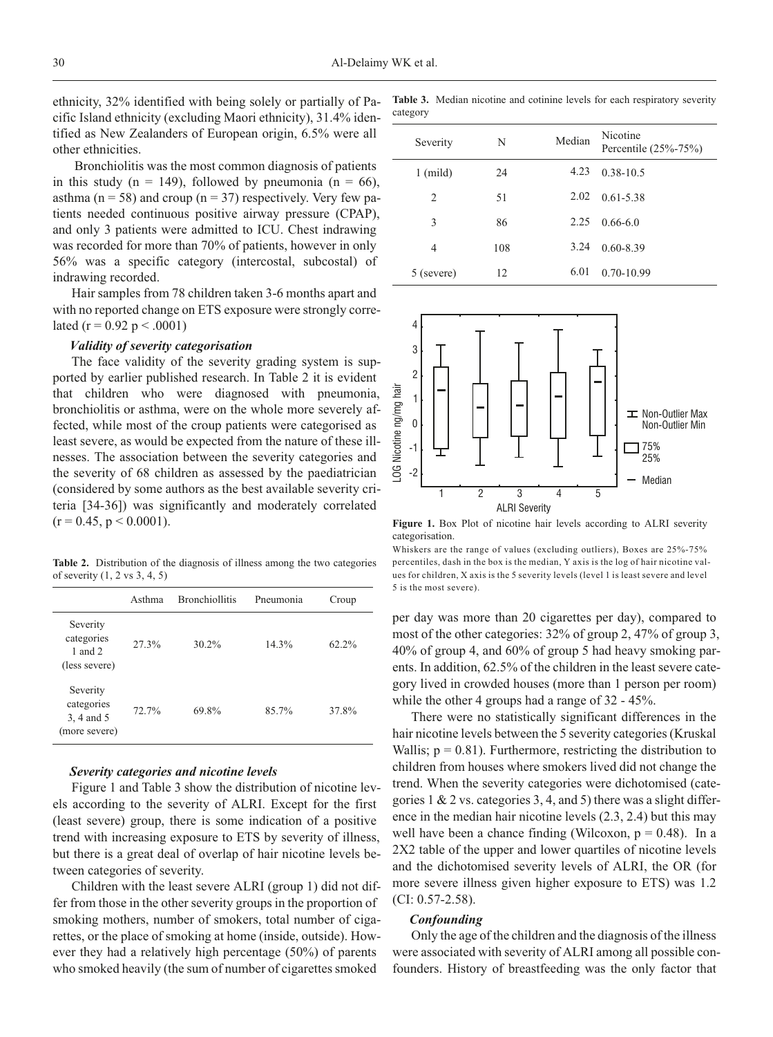ethnicity, 32% identified with being solely or partially of Pacific Island ethnicity (excluding Maori ethnicity), 31.4% identified as New Zealanders of European origin, 6.5% were all other ethnicities.

Bronchiolitis was the most common diagnosis of patients in this study ($n = 149$), followed by pneumonia ($n = 66$), asthma ($n = 58$) and croup ($n = 37$) respectively. Very few patients needed continuous positive airway pressure (CPAP), and only 3 patients were admitted to ICU. Chest indrawing was recorded for more than 70% of patients, however in only 56% was a specific category (intercostal, subcostal) of indrawing recorded.

Hair samples from 78 children taken 3-6 months apart and with no reported change on ETS exposure were strongly correlated ($r = 0.92$ $p < .0001$)

### *Validity of severity categorisation*

The face validity of the severity grading system is supported by earlier published research. In Table 2 it is evident that children who were diagnosed with pneumonia, bronchiolitis or asthma, were on the whole more severely affected, while most of the croup patients were categorised as least severe, as would be expected from the nature of these illnesses. The association between the severity categories and the severity of 68 children as assessed by the paediatrician (considered by some authors as the best available severity criteria [34-36]) was significantly and moderately correlated ($r = 0.45$, $p < 0.0001$).

**Table 2.** Distribution of the diagnosis of illness among the two categories of severity (1, 2 vs 3, 4, 5)

| | Asthma | Bronchiollitis | Pneumonia | Croup |
|---|---|---|---|---|
| Severity categories 1 and 2 (less severe) | 27.3% | 30.2% | 14.3% | 62.2% |
| Severity categories 3, 4 and 5 (more severe) | 72.7% | 69.8% | 85.7% | 37.8% |

### *Severity categories and nicotine levels*

Figure 1 and Table 3 show the distribution of nicotine levels according to the severity of ALRI. Except for the first (least severe) group, there is some indication of a positive trend with increasing exposure to ETS by severity of illness, but there is a great deal of overlap of hair nicotine levels between categories of severity.

Children with the least severe ALRI (group 1) did not differ from those in the other severity groups in the proportion of smoking mothers, number of smokers, total number of cigarettes, or the place of smoking at home (inside, outside). However they had a relatively high percentage (50%) of parents who smoked heavily (the sum of number of cigarettes smoked per day was more than 20 cigarettes per day), compared to most of the other categories: 32% of group 2, 47% of group 3, 40% of group 4, and 60% of group 5 had heavy smoking parents. In addition, 62.5% of the children in the least severe category lived in crowded houses (more than 1 person per room) while the other 4 groups had a range of 32 - 45%.

There were no statistically significant differences in the hair nicotine levels between the 5 severity categories (Kruskal Wallis; $p = 0.81$). Furthermore, restricting the distribution to children from houses where smokers lived did not change the trend. When the severity categories were dichotomised (categories 1 & 2 vs. categories 3, 4, and 5) there was a slight difference in the median hair nicotine levels (2.3, 2.4) but this may well have been a chance finding (Wilcoxon, $p = 0.48$). In a 2X2 table of the upper and lower quartiles of nicotine levels and the dichotomised severity levels of ALRI, the OR (for more severe illness given higher exposure to ETS) was 1.2 (CI: 0.57-2.58).

### *Confounding*

Only the age of the children and the diagnosis of the illness were associated with severity of ALRI among all possible confounders. History of breastfeeding was the only factor that

**Table 3.** Median nicotine and cotinine levels for each respiratory severity category

| Severity | N | Median | Nicotine Percentile (25%-75%) |
|---|---|---|---|
| 1 (mild) | 24 | 4.23 | 0.38-10.5 |
| 2 | 51 | 2.02 | 0.61-5.38 |
| 3 | 86 | 2.25 | 0.66-6.0 |
| 4 | 108 | 3.24 | 0.60-8.39 |
| 5 (severe) | 12 | 6.01 | 0.70-10.99 |

**Figure 1.** Box Plot of nicotine hair levels according to ALRI severity categorisation.

Whiskers are the range of values (excluding outliers), Boxes are 25%-75% percentiles, dash in the box is the median, Y axis is the log of hair nicotine values for children, X axis is the 5 severity levels (level 1 is least severe and level 5 is the most severe).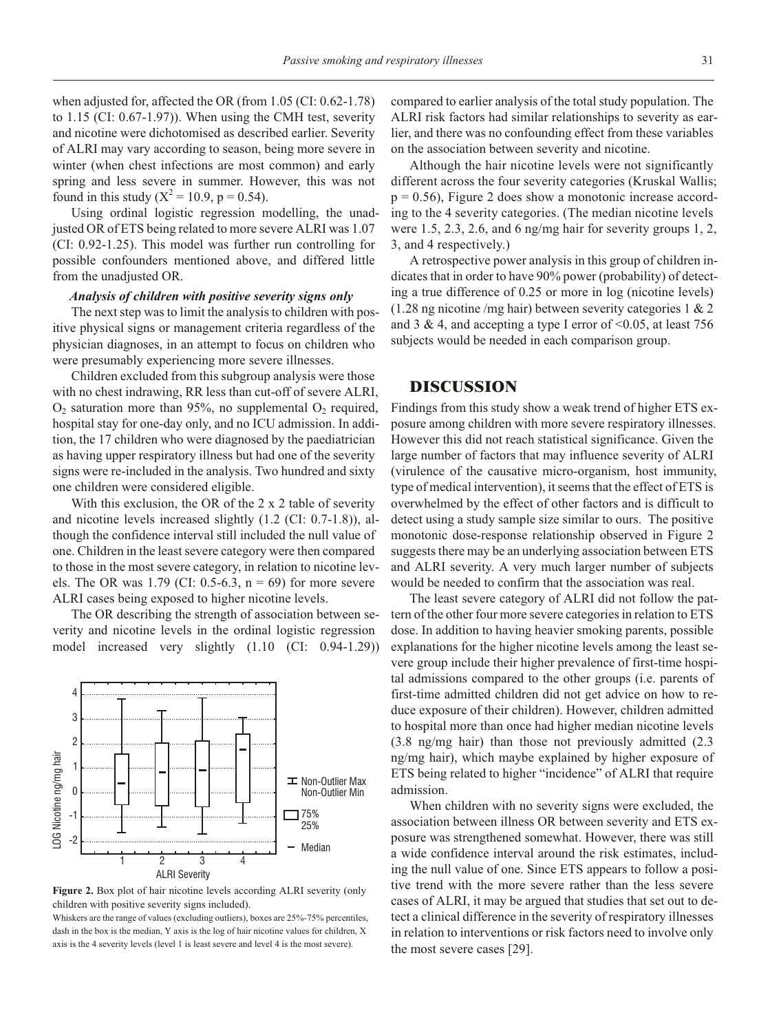when adjusted for, affected the OR (from 1.05 (CI: 0.62-1.78) to 1.15 (CI: 0.67-1.97)). When using the CMH test, severity and nicotine were dichotomised as described earlier. Severity of ALRI may vary according to season, being more severe in winter (when chest infections are most common) and early spring and less severe in summer. However, this was not found in this study ($X^2 = 10.9$, $p = 0.54$).

Using ordinal logistic regression modelling, the unadjusted OR of ETS being related to more severe ALRI was 1.07 (CI: 0.92-1.25). This model was further run controlling for possible confounders mentioned above, and differed little from the unadjusted OR.

***Analysis of children with positive severity signs only***

The next step was to limit the analysis to children with positive physical signs or management criteria regardless of the physician diagnoses, in an attempt to focus on children who were presumably experiencing more severe illnesses.

Children excluded from this subgroup analysis were those with no chest indrawing, RR less than cut-off of severe ALRI, $O_2$ saturation more than 95%, no supplemental $O_2$ required, hospital stay for one-day only, and no ICU admission. In addition, the 17 children who were diagnosed by the paediatrician as having upper respiratory illness but had one of the severity signs were re-included in the analysis. Two hundred and sixty one children were considered eligible.

With this exclusion, the OR of the 2 x 2 table of severity and nicotine levels increased slightly (1.2 (CI: 0.7-1.8)), although the confidence interval still included the null value of one. Children in the least severe category were then compared to those in the most severe category, in relation to nicotine levels. The OR was 1.79 (CI: 0.5-6.3, n = 69) for more severe ALRI cases being exposed to higher nicotine levels.

The OR describing the strength of association between severity and nicotine levels in the ordinal logistic regression model increased very slightly (1.10 (CI: 0.94-1.29)) compared to earlier analysis of the total study population. The ALRI risk factors had similar relationships to severity as earlier, and there was no confounding effect from these variables on the association between severity and nicotine.

Although the hair nicotine levels were not significantly different across the four severity categories (Kruskal Wallis; p = 0.56), Figure 2 does show a monotonic increase according to the 4 severity categories. (The median nicotine levels were 1.5, 2.3, 2.6, and 6 ng/mg hair for severity groups 1, 2, 3, and 4 respectively.)

A retrospective power analysis in this group of children indicates that in order to have 90% power (probability) of detecting a true difference of 0.25 or more in log (nicotine levels) (1.28 ng nicotine /mg hair) between severity categories 1 & 2 and 3 & 4, and accepting a type I error of <0.05, at least 756 subjects would be needed in each comparison group.

**Figure 2.** Box plot of hair nicotine levels according ALRI severity (only children with positive severity signs included).

Whiskers are the range of values (excluding outliers), boxes are 25%-75% percentiles, dash in the box is the median, Y axis is the log of hair nicotine values for children, X axis is the 4 severity levels (level 1 is least severe and level 4 is the most severe).

## DISCUSSION

Findings from this study show a weak trend of higher ETS exposure among children with more severe respiratory illnesses. However this did not reach statistical significance. Given the large number of factors that may influence severity of ALRI (virulence of the causative micro-organism, host immunity, type of medical intervention), it seems that the effect of ETS is overwhelmed by the effect of other factors and is difficult to detect using a study sample size similar to ours. The positive monotonic dose-response relationship observed in Figure 2 suggests there may be an underlying association between ETS and ALRI severity. A very much larger number of subjects would be needed to confirm that the association was real.

The least severe category of ALRI did not follow the pattern of the other four more severe categories in relation to ETS dose. In addition to having heavier smoking parents, possible explanations for the higher nicotine levels among the least severe group include their higher prevalence of first-time hospital admissions compared to the other groups (i.e. parents of first-time admitted children did not get advice on how to reduce exposure of their children). However, children admitted to hospital more than once had higher median nicotine levels (3.8 ng/mg hair) than those not previously admitted (2.3 ng/mg hair), which maybe explained by higher exposure of ETS being related to higher "incidence" of ALRI that require admission.

When children with no severity signs were excluded, the association between illness OR between severity and ETS exposure was strengthened somewhat. However, there was still a wide confidence interval around the risk estimates, including the null value of one. Since ETS appears to follow a positive trend with the more severe rather than the less severe cases of ALRI, it may be argued that studies that set out to detect a clinical difference in the severity of respiratory illnesses in relation to interventions or risk factors need to involve only the most severe cases [29].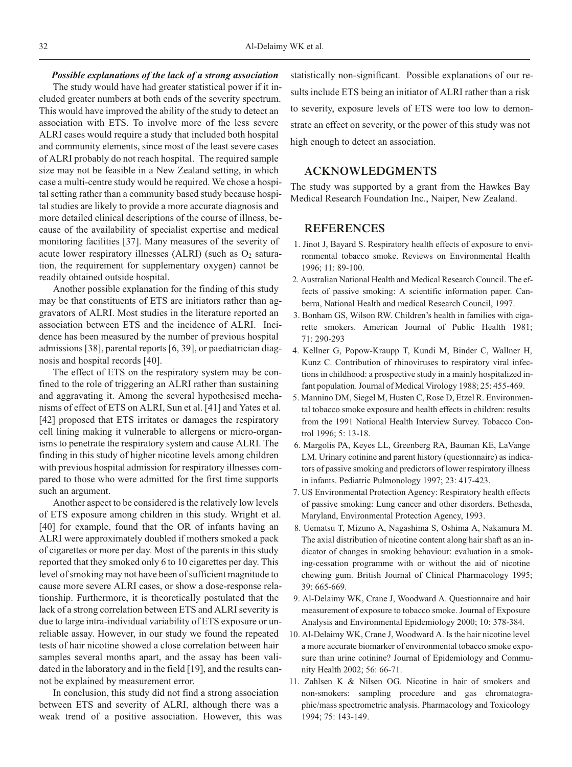***Possible explanations of the lack of a strong association***

The study would have had greater statistical power if it included greater numbers at both ends of the severity spectrum. This would have improved the ability of the study to detect an association with ETS. To involve more of the less severe ALRI cases would require a study that included both hospital and community elements, since most of the least severe cases of ALRI probably do not reach hospital. The required sample size may not be feasible in a New Zealand setting, in which case a multi-centre study would be required. We chose a hospital setting rather than a community based study because hospital studies are likely to provide a more accurate diagnosis and more detailed clinical descriptions of the course of illness, because of the availability of specialist expertise and medical monitoring facilities [37]. Many measures of the severity of acute lower respiratory illnesses (ALRI) (such as $O_2$ saturation, the requirement for supplementary oxygen) cannot be readily obtained outside hospital.

Another possible explanation for the finding of this study may be that constituents of ETS are initiators rather than aggravators of ALRI. Most studies in the literature reported an association between ETS and the incidence of ALRI. Incidence has been measured by the number of previous hospital admissions [38], parental reports [6, 39], or paediatrician diagnosis and hospital records [40].

The effect of ETS on the respiratory system may be confined to the role of triggering an ALRI rather than sustaining and aggravating it. Among the several hypothesised mechanisms of effect of ETS on ALRI, Sun et al. [41] and Yates et al. [42] proposed that ETS irritates or damages the respiratory cell lining making it vulnerable to allergens or micro-organisms to penetrate the respiratory system and cause ALRI. The finding in this study of higher nicotine levels among children with previous hospital admission for respiratory illnesses compared to those who were admitted for the first time supports such an argument.

Another aspect to be considered is the relatively low levels of ETS exposure among children in this study. Wright et al. [40] for example, found that the OR of infants having an ALRI were approximately doubled if mothers smoked a pack of cigarettes or more per day. Most of the parents in this study reported that they smoked only 6 to 10 cigarettes per day. This level of smoking may not have been of sufficient magnitude to cause more severe ALRI cases, or show a dose-response relationship. Furthermore, it is theoretically postulated that the lack of a strong correlation between ETS and ALRI severity is due to large intra-individual variability of ETS exposure or unreliable assay. However, in our study we found the repeated tests of hair nicotine showed a close correlation between hair samples several months apart, and the assay has been validated in the laboratory and in the field [19], and the results cannot be explained by measurement error.

In conclusion, this study did not find a strong association between ETS and severity of ALRI, although there was a weak trend of a positive association. However, this was statistically non-significant. Possible explanations of our results include ETS being an initiator of ALRI rather than a risk to severity, exposure levels of ETS were too low to demonstrate an effect on severity, or the power of this study was not high enough to detect an association.

## ACKNOWLEDGMENTS

The study was supported by a grant from the Hawkes Bay Medical Research Foundation Inc., Naiper, New Zealand.

## REFERENCES

1. Jinot J, Bayard S. Respiratory health effects of exposure to environmental tobacco smoke. Reviews on Environmental Health 1996; 11: 89-100.
2. Australian National Health and Medical Research Council. The effects of passive smoking: A scientific information paper. Canberra, National Health and medical Research Council, 1997.
3. Bonham GS, Wilson RW. Children's health in families with cigarette smokers. American Journal of Public Health 1981; 71: 290-293
4. Kellner G, Popow-Kraupp T, Kundi M, Binder C, Wallner H, Kunz C. Contribution of rhinoviruses to respiratory viral infections in childhood: a prospective study in a mainly hospitalized infant population. Journal of Medical Virology 1988; 25: 455-469.
5. Mannino DM, Siegel M, Husten C, Rose D, Etzel R. Environmental tobacco smoke exposure and health effects in children: results from the 1991 National Health Interview Survey. Tobacco Control 1996; 5: 13-18.
6. Margolis PA, Keyes LL, Greenberg RA, Bauman KE, LaVange LM. Urinary cotinine and parent history (questionnaire) as indicators of passive smoking and predictors of lower respiratory illness in infants. Pediatric Pulmonology 1997; 23: 417-423.
7. US Environmental Protection Agency: Respiratory health effects of passive smoking: Lung cancer and other disorders. Bethesda, Maryland, Environmental Protection Agency, 1993.
8. Uematsu T, Mizuno A, Nagashima S, Oshima A, Nakamura M. The axial distribution of nicotine content along hair shaft as an indicator of changes in smoking behaviour: evaluation in a smoking-cessation programme with or without the aid of nicotine chewing gum. British Journal of Clinical Pharmacology 1995; 39: 665-669.
9. Al-Delaimy WK, Crane J, Woodward A. Questionnaire and hair measurement of exposure to tobacco smoke. Journal of Exposure Analysis and Environmental Epidemiology 2000; 10: 378-384.
10. Al-Delaimy WK, Crane J, Woodward A. Is the hair nicotine level a more accurate biomarker of environmental tobacco smoke exposure than urine cotinine? Journal of Epidemiology and Community Health 2002; 56: 66-71.
11. Zahlsen K & Nilsen OG. Nicotine in hair of smokers and non-smokers: sampling procedure and gas chromatographic/mass spectrometric analysis. Pharmacology and Toxicology 1994; 75: 143-149.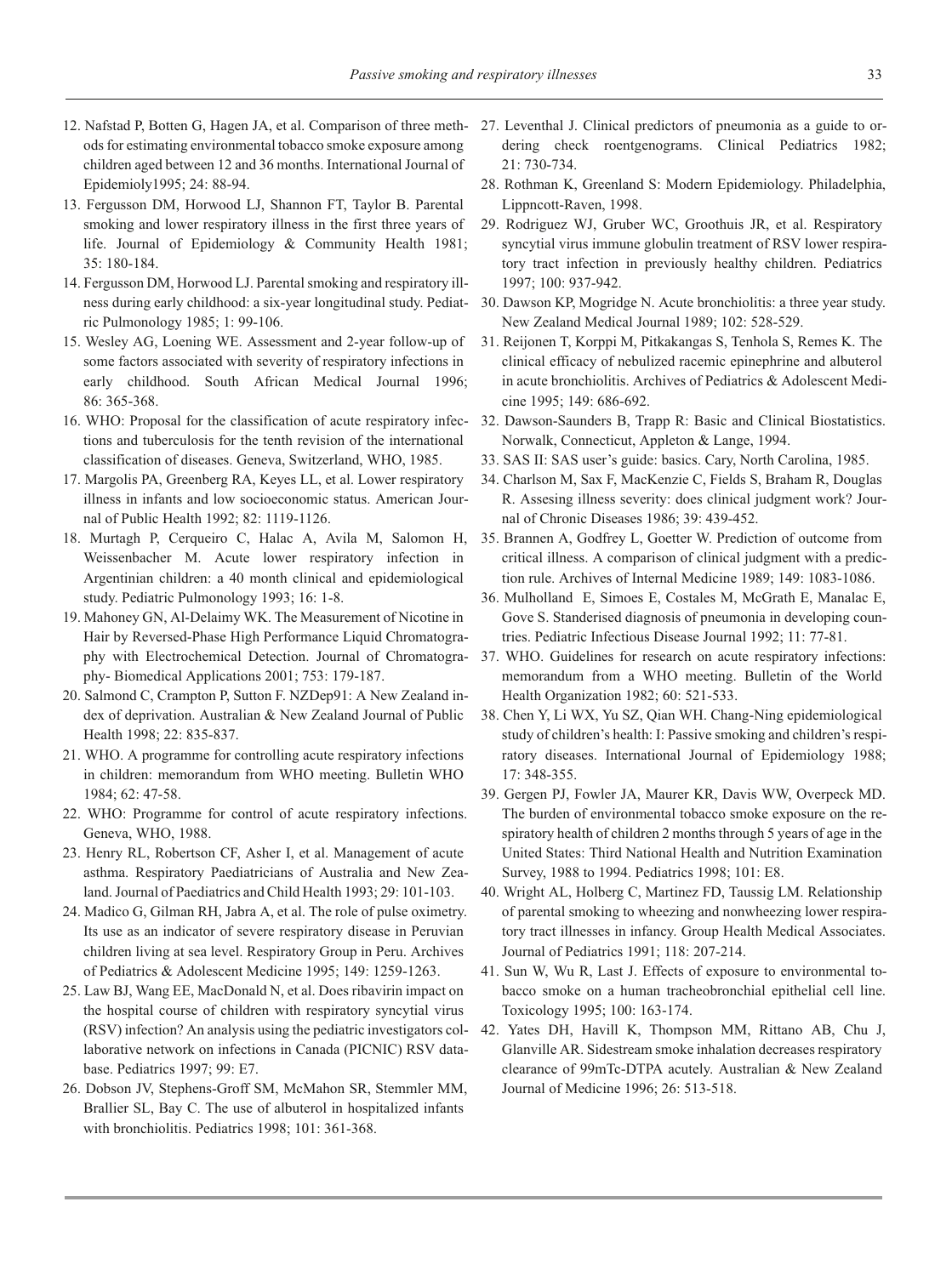12. Nafstad P, Botten G, Hagen JA, et al. Comparison of three methods for estimating environmental tobacco smoke exposure among children aged between 12 and 36 months. International Journal of Epidemioly1995; 24: 88-94.
13. Fergusson DM, Horwood LJ, Shannon FT, Taylor B. Parental smoking and lower respiratory illness in the first three years of life. Journal of Epidemiology & Community Health 1981; 35: 180-184.
14. Fergusson DM, Horwood LJ. Parental smoking and respiratory illness during early childhood: a six-year longitudinal study. Pediatric Pulmonology 1985; 1: 99-106.
15. Wesley AG, Loening WE. Assessment and 2-year follow-up of some factors associated with severity of respiratory infections in early childhood. South African Medical Journal 1996; 86: 365-368.
16. WHO: Proposal for the classification of acute respiratory infections and tuberculosis for the tenth revision of the international classification of diseases. Geneva, Switzerland, WHO, 1985.
17. Margolis PA, Greenberg RA, Keyes LL, et al. Lower respiratory illness in infants and low socioeconomic status. American Journal of Public Health 1992; 82: 1119-1126.
18. Murtagh P, Cerqueiro C, Halac A, Avila M, Salomon H, Weissenbacher M. Acute lower respiratory infection in Argentinian children: a 40 month clinical and epidemiological study. Pediatric Pulmonology 1993; 16: 1-8.
19. Mahoney GN, Al-Delaimy WK. The Measurement of Nicotine in Hair by Reversed-Phase High Performance Liquid Chromatography with Electrochemical Detection. Journal of Chromatography- Biomedical Applications 2001; 753: 179-187.
20. Salmond C, Crampton P, Sutton F. NZDep91: A New Zealand index of deprivation. Australian & New Zealand Journal of Public Health 1998; 22: 835-837.
21. WHO. A programme for controlling acute respiratory infections in children: memorandum from WHO meeting. Bulletin WHO 1984; 62: 47-58.
22. WHO: Programme for control of acute respiratory infections. Geneva, WHO, 1988.
23. Henry RL, Robertson CF, Asher I, et al. Management of acute asthma. Respiratory Paediatricians of Australia and New Zealand. Journal of Paediatrics and Child Health 1993; 29: 101-103.
24. Madico G, Gilman RH, Jabra A, et al. The role of pulse oximetry. Its use as an indicator of severe respiratory disease in Peruvian children living at sea level. Respiratory Group in Peru. Archives of Pediatrics & Adolescent Medicine 1995; 149: 1259-1263.
25. Law BJ, Wang EE, MacDonald N, et al. Does ribavirin impact on the hospital course of children with respiratory syncytial virus (RSV) infection? An analysis using the pediatric investigators collaborative network on infections in Canada (PICNIC) RSV database. Pediatrics 1997; 99: E7.
26. Dobson JV, Stephens-Groff SM, McMahon SR, Stemmler MM, Brallier SL, Bay C. The use of albuterol in hospitalized infants with bronchiolitis. Pediatrics 1998; 101: 361-368.
27. Leventhal J. Clinical predictors of pneumonia as a guide to ordering check roentgenograms. Clinical Pediatrics 1982; 21: 730-734.
28. Rothman K, Greenland S: Modern Epidemiology. Philadelphia, Lippncott-Raven, 1998.
29. Rodriguez WJ, Gruber WC, Groothuis JR, et al. Respiratory syncytial virus immune globulin treatment of RSV lower respiratory tract infection in previously healthy children. Pediatrics 1997; 100: 937-942.
30. Dawson KP, Mogridge N. Acute bronchiolitis: a three year study. New Zealand Medical Journal 1989; 102: 528-529.
31. Reijonen T, Korppi M, Pitkakangas S, Tenhola S, Remes K. The clinical efficacy of nebulized racemic epinephrine and albuterol in acute bronchiolitis. Archives of Pediatrics & Adolescent Medicine 1995; 149: 686-692.
32. Dawson-Saunders B, Trapp R: Basic and Clinical Biostatistics. Norwalk, Connecticut, Appleton & Lange, 1994.
33. SAS II: SAS user's guide: basics. Cary, North Carolina, 1985.
34. Charlson M, Sax F, MacKenzie C, Fields S, Braham R, Douglas R. Assesing illness severity: does clinical judgment work? Journal of Chronic Diseases 1986; 39: 439-452.
35. Brannen A, Godfrey L, Goetter W. Prediction of outcome from critical illness. A comparison of clinical judgment with a prediction rule. Archives of Internal Medicine 1989; 149: 1083-1086.
36. Mulholland E, Simoes E, Costales M, McGrath E, Manalac E, Gove S. Standerised diagnosis of pneumonia in developing countries. Pediatric Infectious Disease Journal 1992; 11: 77-81.
37. WHO. Guidelines for research on acute respiratory infections: memorandum from a WHO meeting. Bulletin of the World Health Organization 1982; 60: 521-533.
38. Chen Y, Li WX, Yu SZ, Qian WH. Chang-Ning epidemiological study of children's health: I: Passive smoking and children's respiratory diseases. International Journal of Epidemiology 1988; 17: 348-355.
39. Gergen PJ, Fowler JA, Maurer KR, Davis WW, Overpeck MD. The burden of environmental tobacco smoke exposure on the respiratory health of children 2 months through 5 years of age in the United States: Third National Health and Nutrition Examination Survey, 1988 to 1994. Pediatrics 1998; 101: E8.
40. Wright AL, Holberg C, Martinez FD, Taussig LM. Relationship of parental smoking to wheezing and nonwheezing lower respiratory tract illnesses in infancy. Group Health Medical Associates. Journal of Pediatrics 1991; 118: 207-214.
41. Sun W, Wu R, Last J. Effects of exposure to environmental tobacco smoke on a human tracheobronchial epithelial cell line. Toxicology 1995; 100: 163-174.
42. Yates DH, Havill K, Thompson MM, Rittano AB, Chu J, Glanville AR. Sidestream smoke inhalation decreases respiratory clearance of 99mTc-DTPA acutely. Australian & New Zealand Journal of Medicine 1996; 26: 513-518.